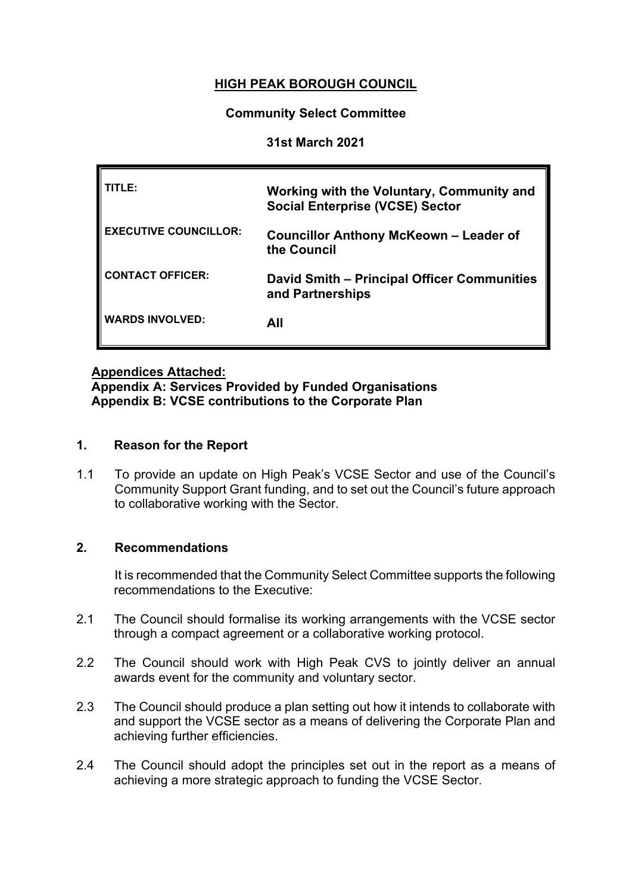# HIGH PEAK BOROUGH COUNCIL

**Community Select Committee**

**31st March 2021**

| | |
|---|---|
| **TITLE:** | **Working with the Voluntary, Community and Social Enterprise (VCSE) Sector** |
| **EXECUTIVE COUNCILLOR:** | **Councillor Anthony McKeown – Leader of the Council** |
| **CONTACT OFFICER:** | **David Smith – Principal Officer Communities and Partnerships** |
| **WARDS INVOLVED:** | **All** |

**Appendices Attached:**
**Appendix A: Services Provided by Funded Organisations**
**Appendix B: VCSE contributions to the Corporate Plan**

## 1. Reason for the Report

1.1 To provide an update on High Peak's VCSE Sector and use of the Council's Community Support Grant funding, and to set out the Council's future approach to collaborative working with the Sector.

## 2. Recommendations

It is recommended that the Community Select Committee supports the following recommendations to the Executive:

2.1 The Council should formalise its working arrangements with the VCSE sector through a compact agreement or a collaborative working protocol.

2.2 The Council should work with High Peak CVS to jointly deliver an annual awards event for the community and voluntary sector.

2.3 The Council should produce a plan setting out how it intends to collaborate with and support the VCSE sector as a means of delivering the Corporate Plan and achieving further efficiencies.

2.4 The Council should adopt the principles set out in the report as a means of achieving a more strategic approach to funding the VCSE Sector.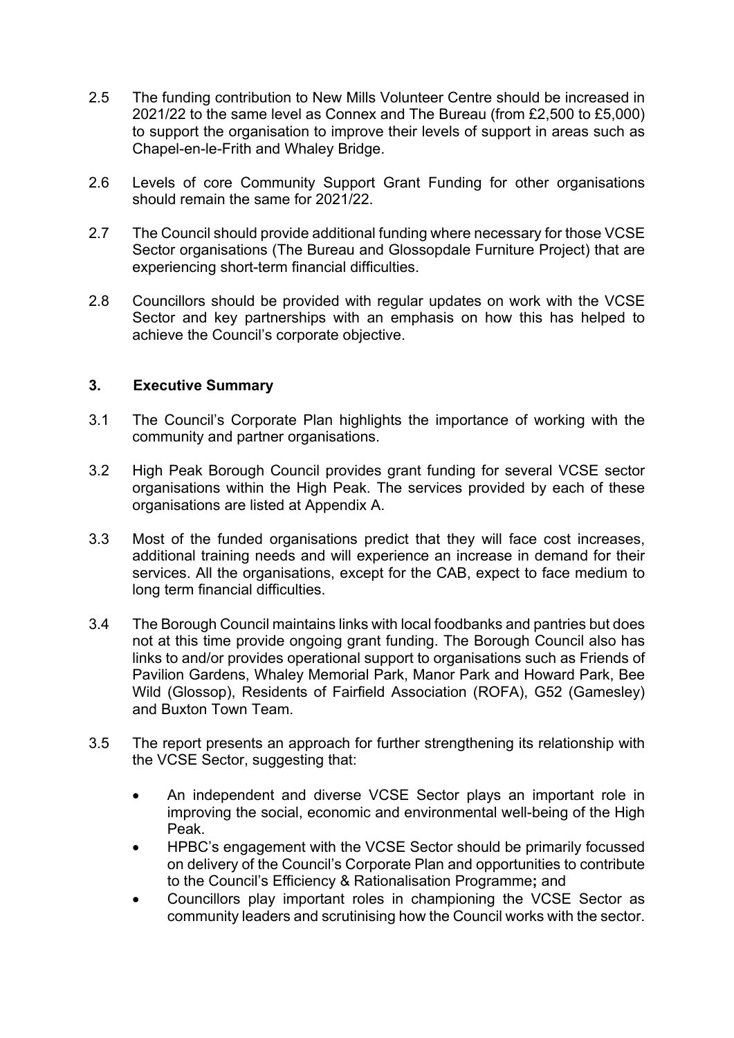2.5 The funding contribution to New Mills Volunteer Centre should be increased in 2021/22 to the same level as Connex and The Bureau (from £2,500 to £5,000) to support the organisation to improve their levels of support in areas such as Chapel-en-le-Frith and Whaley Bridge.

2.6 Levels of core Community Support Grant Funding for other organisations should remain the same for 2021/22.

2.7 The Council should provide additional funding where necessary for those VCSE Sector organisations (The Bureau and Glossopdale Furniture Project) that are experiencing short-term financial difficulties.

2.8 Councillors should be provided with regular updates on work with the VCSE Sector and key partnerships with an emphasis on how this has helped to achieve the Council's corporate objective.

## 3. Executive Summary

3.1 The Council's Corporate Plan highlights the importance of working with the community and partner organisations.

3.2 High Peak Borough Council provides grant funding for several VCSE sector organisations within the High Peak. The services provided by each of these organisations are listed at Appendix A.

3.3 Most of the funded organisations predict that they will face cost increases, additional training needs and will experience an increase in demand for their services. All the organisations, except for the CAB, expect to face medium to long term financial difficulties.

3.4 The Borough Council maintains links with local foodbanks and pantries but does not at this time provide ongoing grant funding. The Borough Council also has links to and/or provides operational support to organisations such as Friends of Pavilion Gardens, Whaley Memorial Park, Manor Park and Howard Park, Bee Wild (Glossop), Residents of Fairfield Association (ROFA), G52 (Gamesley) and Buxton Town Team.

3.5 The report presents an approach for further strengthening its relationship with the VCSE Sector, suggesting that:

- An independent and diverse VCSE Sector plays an important role in improving the social, economic and environmental well-being of the High Peak.
- HPBC's engagement with the VCSE Sector should be primarily focussed on delivery of the Council's Corporate Plan and opportunities to contribute to the Council's Efficiency & Rationalisation Programme**;** and
- Councillors play important roles in championing the VCSE Sector as community leaders and scrutinising how the Council works with the sector.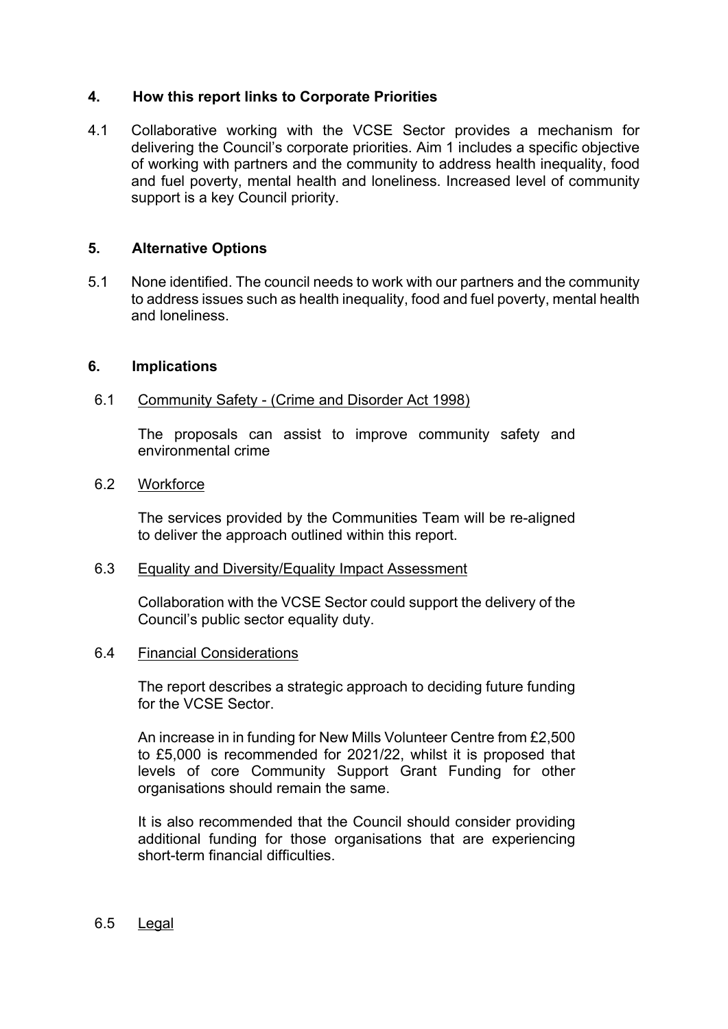## 4. How this report links to Corporate Priorities

4.1 Collaborative working with the VCSE Sector provides a mechanism for delivering the Council's corporate priorities. Aim 1 includes a specific objective of working with partners and the community to address health inequality, food and fuel poverty, mental health and loneliness. Increased level of community support is a key Council priority.

## 5. Alternative Options

5.1 None identified. The council needs to work with our partners and the community to address issues such as health inequality, food and fuel poverty, mental health and loneliness.

## 6. Implications

6.1 <u>Community Safety - (Crime and Disorder Act 1998)</u>

The proposals can assist to improve community safety and environmental crime

6.2 <u>Workforce</u>

The services provided by the Communities Team will be re-aligned to deliver the approach outlined within this report.

6.3 <u>Equality and Diversity/Equality Impact Assessment</u>

Collaboration with the VCSE Sector could support the delivery of the Council's public sector equality duty.

6.4 <u>Financial Considerations</u>

The report describes a strategic approach to deciding future funding for the VCSE Sector.

An increase in in funding for New Mills Volunteer Centre from £2,500 to £5,000 is recommended for 2021/22, whilst it is proposed that levels of core Community Support Grant Funding for other organisations should remain the same.

It is also recommended that the Council should consider providing additional funding for those organisations that are experiencing short-term financial difficulties.

6.5 <u>Legal</u>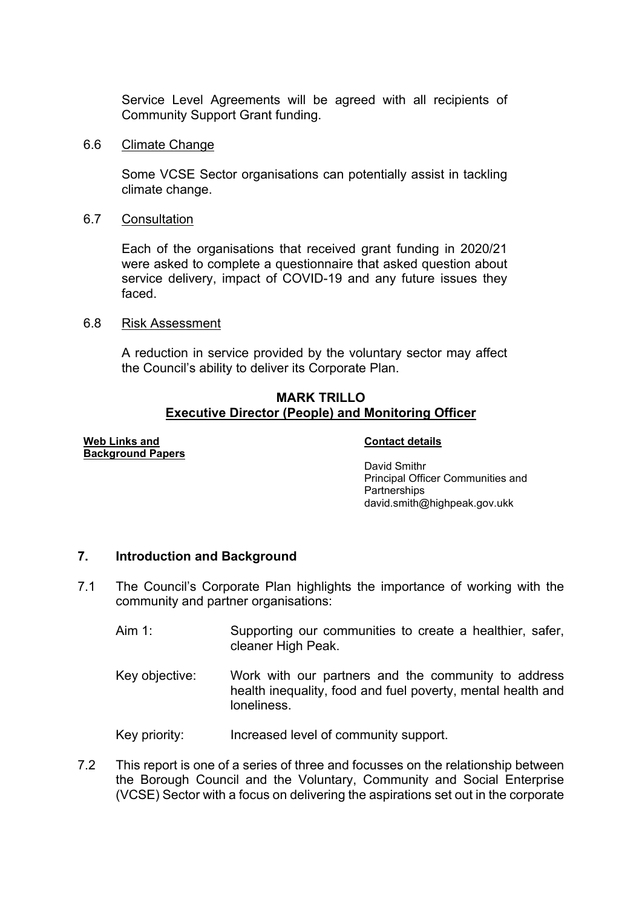Service Level Agreements will be agreed with all recipients of Community Support Grant funding.

6.6 Climate Change

Some VCSE Sector organisations can potentially assist in tackling climate change.

6.7 Consultation

Each of the organisations that received grant funding in 2020/21 were asked to complete a questionnaire that asked question about service delivery, impact of COVID-19 and any future issues they faced.

6.8 Risk Assessment

A reduction in service provided by the voluntary sector may affect the Council's ability to deliver its Corporate Plan.

**MARK TRILLO**
**Executive Director (People) and Monitoring Officer**

| **Web Links and Background Papers** | **Contact details** |
| --- | --- |
| | David Smithr<br>Principal Officer Communities and Partnerships<br>david.smith@highpeak.gov.ukk |

## 7. Introduction and Background

7.1 The Council's Corporate Plan highlights the importance of working with the community and partner organisations:

Aim 1: Supporting our communities to create a healthier, safer, cleaner High Peak.

Key objective: Work with our partners and the community to address health inequality, food and fuel poverty, mental health and loneliness.

Key priority: Increased level of community support.

7.2 This report is one of a series of three and focusses on the relationship between the Borough Council and the Voluntary, Community and Social Enterprise (VCSE) Sector with a focus on delivering the aspirations set out in the corporate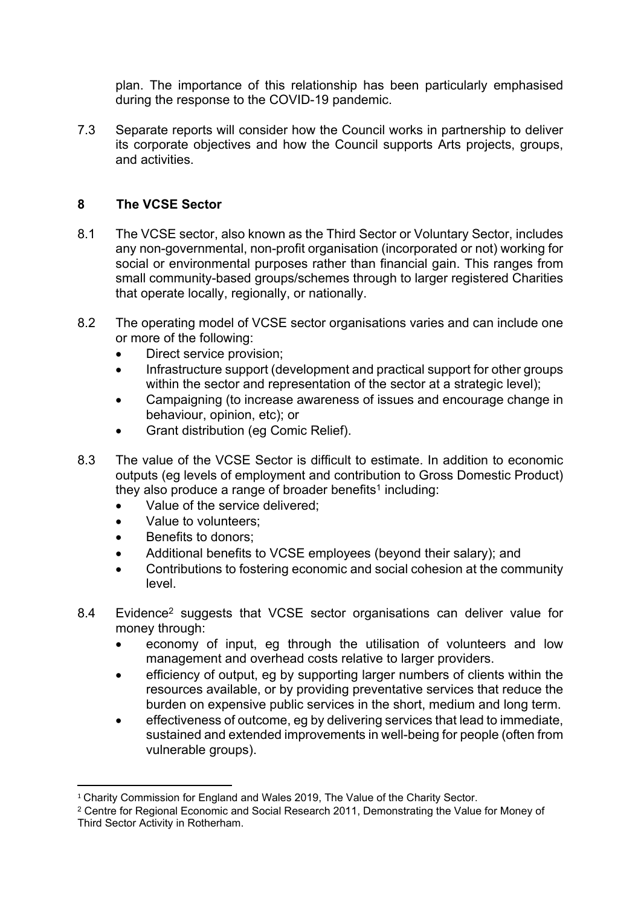plan. The importance of this relationship has been particularly emphasised during the response to the COVID-19 pandemic.

7.3 Separate reports will consider how the Council works in partnership to deliver its corporate objectives and how the Council supports Arts projects, groups, and activities.

## 8 The VCSE Sector

8.1 The VCSE sector, also known as the Third Sector or Voluntary Sector, includes any non-governmental, non-profit organisation (incorporated or not) working for social or environmental purposes rather than financial gain. This ranges from small community-based groups/schemes through to larger registered Charities that operate locally, regionally, or nationally.

8.2 The operating model of VCSE sector organisations varies and can include one or more of the following:

- Direct service provision;
- Infrastructure support (development and practical support for other groups within the sector and representation of the sector at a strategic level);
- Campaigning (to increase awareness of issues and encourage change in behaviour, opinion, etc); or
- Grant distribution (eg Comic Relief).

8.3 The value of the VCSE Sector is difficult to estimate. In addition to economic outputs (eg levels of employment and contribution to Gross Domestic Product) they also produce a range of broader benefits[1] including:

- Value of the service delivered;
- Value to volunteers;
- Benefits to donors;
- Additional benefits to VCSE employees (beyond their salary); and
- Contributions to fostering economic and social cohesion at the community level.

8.4 Evidence[2] suggests that VCSE sector organisations can deliver value for money through:

- economy of input, eg through the utilisation of volunteers and low management and overhead costs relative to larger providers.
- efficiency of output, eg by supporting larger numbers of clients within the resources available, or by providing preventative services that reduce the burden on expensive public services in the short, medium and long term.
- effectiveness of outcome, eg by delivering services that lead to immediate, sustained and extended improvements in well-being for people (often from vulnerable groups).

---

[1] Charity Commission for England and Wales 2019, The Value of the Charity Sector.

[2] Centre for Regional Economic and Social Research 2011, Demonstrating the Value for Money of Third Sector Activity in Rotherham.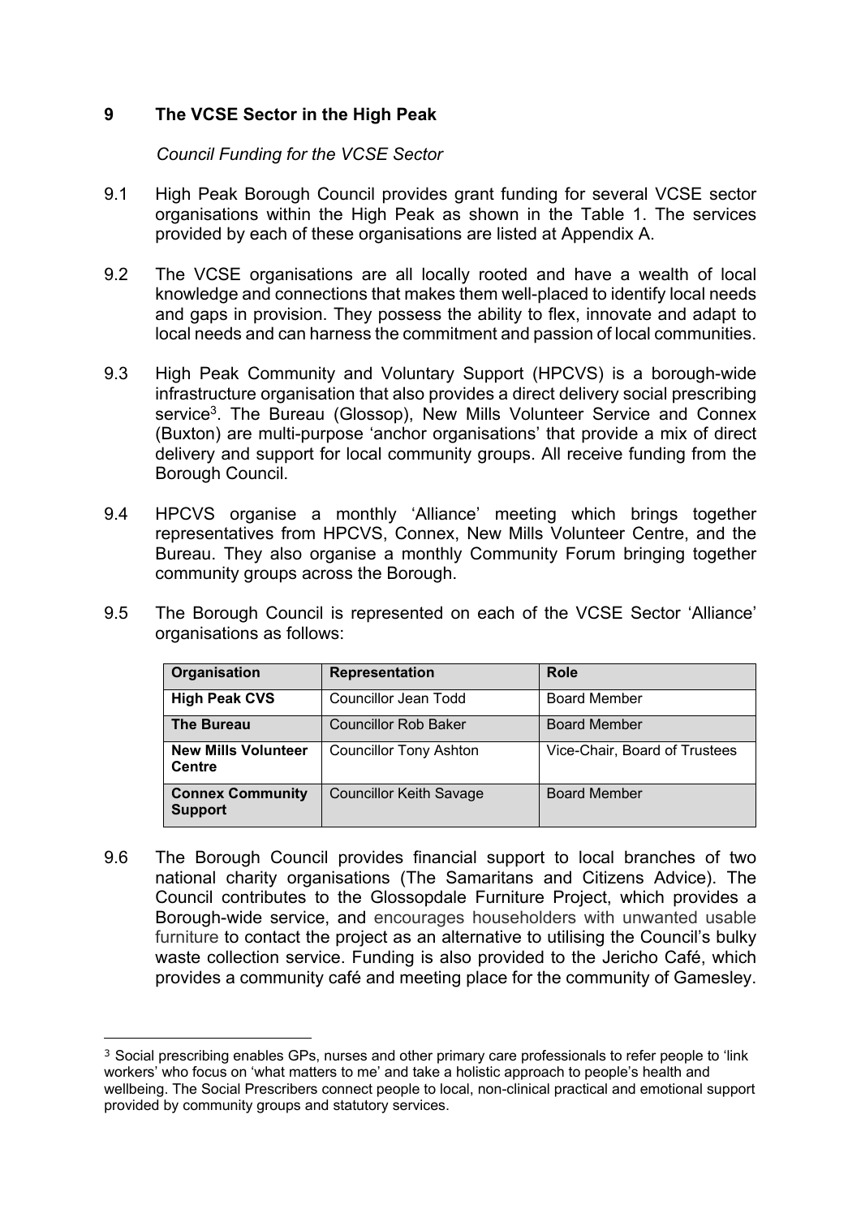## 9 The VCSE Sector in the High Peak

*Council Funding for the VCSE Sector*

9.1 High Peak Borough Council provides grant funding for several VCSE sector organisations within the High Peak as shown in the Table 1. The services provided by each of these organisations are listed at Appendix A.

9.2 The VCSE organisations are all locally rooted and have a wealth of local knowledge and connections that makes them well-placed to identify local needs and gaps in provision. They possess the ability to flex, innovate and adapt to local needs and can harness the commitment and passion of local communities.

9.3 High Peak Community and Voluntary Support (HPCVS) is a borough-wide infrastructure organisation that also provides a direct delivery social prescribing service[3]. The Bureau (Glossop), New Mills Volunteer Service and Connex (Buxton) are multi-purpose 'anchor organisations' that provide a mix of direct delivery and support for local community groups. All receive funding from the Borough Council.

9.4 HPCVS organise a monthly 'Alliance' meeting which brings together representatives from HPCVS, Connex, New Mills Volunteer Centre, and the Bureau. They also organise a monthly Community Forum bringing together community groups across the Borough.

9.5 The Borough Council is represented on each of the VCSE Sector 'Alliance' organisations as follows:

| Organisation | Representation | Role |
|---|---|---|
| **High Peak CVS** | Councillor Jean Todd | Board Member |
| **The Bureau** | Councillor Rob Baker | Board Member |
| **New Mills Volunteer Centre** | Councillor Tony Ashton | Vice-Chair, Board of Trustees |
| **Connex Community Support** | Councillor Keith Savage | Board Member |

9.6 The Borough Council provides financial support to local branches of two national charity organisations (The Samaritans and Citizens Advice). The Council contributes to the Glossopdale Furniture Project, which provides a Borough-wide service, and encourages householders with unwanted usable furniture to contact the project as an alternative to utilising the Council's bulky waste collection service. Funding is also provided to the Jericho Café, which provides a community café and meeting place for the community of Gamesley.

[3] Social prescribing enables GPs, nurses and other primary care professionals to refer people to 'link workers' who focus on 'what matters to me' and take a holistic approach to people's health and wellbeing. The Social Prescribers connect people to local, non-clinical practical and emotional support provided by community groups and statutory services.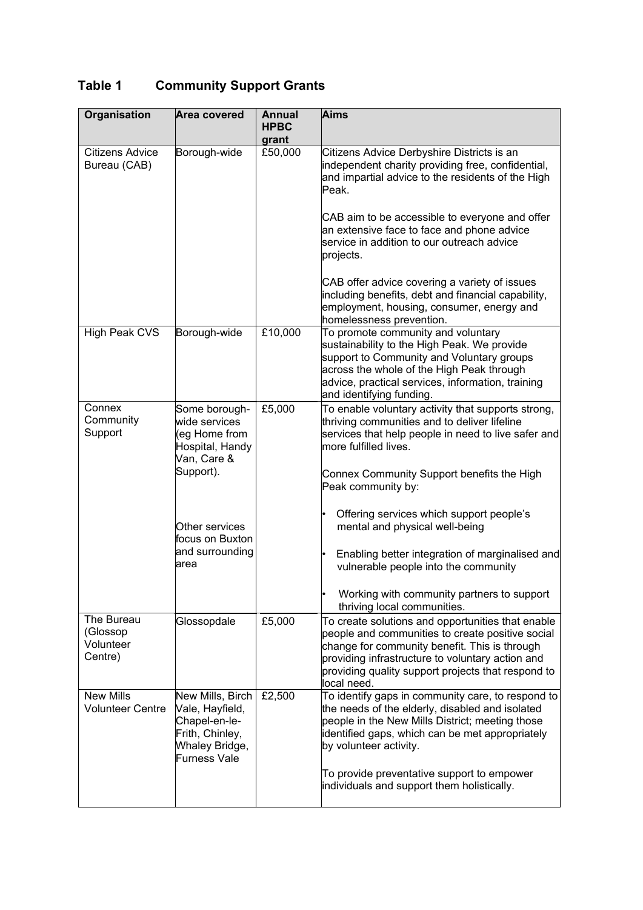## Table 1 Community Support Grants

| Organisation | Area covered | Annual HPBC grant | Aims |
|---|---|---|---|
| Citizens Advice Bureau (CAB) | Borough-wide | £50,000 | Citizens Advice Derbyshire Districts is an independent charity providing free, confidential, and impartial advice to the residents of the High Peak.<br><br>CAB aim to be accessible to everyone and offer an extensive face to face and phone advice service in addition to our outreach advice projects.<br><br>CAB offer advice covering a variety of issues including benefits, debt and financial capability, employment, housing, consumer, energy and homelessness prevention. |
| High Peak CVS | Borough-wide | £10,000 | To promote community and voluntary sustainability to the High Peak. We provide support to Community and Voluntary groups across the whole of the High Peak through advice, practical services, information, training and identifying funding. |
| Connex Community Support | Some borough-wide services (eg Home from Hospital, Handy Van, Care & Support).<br><br>Other services focus on Buxton and surrounding area | £5,000 | To enable voluntary activity that supports strong, thriving communities and to deliver lifeline services that help people in need to live safer and more fulfilled lives.<br><br>Connex Community Support benefits the High Peak community by:<br><br>• Offering services which support people's mental and physical well-being<br><br>• Enabling better integration of marginalised and vulnerable people into the community<br><br>• Working with community partners to support thriving local communities. |
| The Bureau (Glossop Volunteer Centre) | Glossopdale | £5,000 | To create solutions and opportunities that enable people and communities to create positive social change for community benefit. This is through providing infrastructure to voluntary action and providing quality support projects that respond to local need. |
| New Mills Volunteer Centre | New Mills, Birch Vale, Hayfield, Chapel-en-le-Frith, Chinley, Whaley Bridge, Furness Vale | £2,500 | To identify gaps in community care, to respond to the needs of the elderly, disabled and isolated people in the New Mills District; meeting those identified gaps, which can be met appropriately by volunteer activity.<br><br>To provide preventative support to empower individuals and support them holistically. |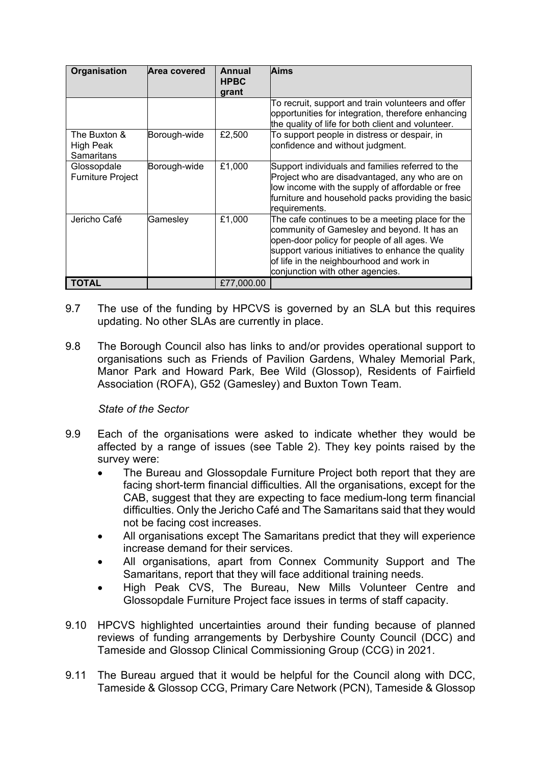| Organisation | Area covered | Annual HPBC grant | Aims |
|---|---|---|---|
| | | | To recruit, support and train volunteers and offer opportunities for integration, therefore enhancing the quality of life for both client and volunteer. |
| The Buxton & High Peak Samaritans | Borough-wide | £2,500 | To support people in distress or despair, in confidence and without judgment. |
| Glossopdale Furniture Project | Borough-wide | £1,000 | Support individuals and families referred to the Project who are disadvantaged, any who are on low income with the supply of affordable or free furniture and household packs providing the basic requirements. |
| Jericho Café | Gamesley | £1,000 | The cafe continues to be a meeting place for the community of Gamesley and beyond. It has an open-door policy for people of all ages. We support various initiatives to enhance the quality of life in the neighbourhood and work in conjunction with other agencies. |
| **TOTAL** | | £77,000.00 | |

9.7 The use of the funding by HPCVS is governed by an SLA but this requires updating. No other SLAs are currently in place.

9.8 The Borough Council also has links to and/or provides operational support to organisations such as Friends of Pavilion Gardens, Whaley Memorial Park, Manor Park and Howard Park, Bee Wild (Glossop), Residents of Fairfield Association (ROFA), G52 (Gamesley) and Buxton Town Team.

*State of the Sector*

9.9 Each of the organisations were asked to indicate whether they would be affected by a range of issues (see Table 2). They key points raised by the survey were:

- The Bureau and Glossopdale Furniture Project both report that they are facing short-term financial difficulties. All the organisations, except for the CAB, suggest that they are expecting to face medium-long term financial difficulties. Only the Jericho Café and The Samaritans said that they would not be facing cost increases.
- All organisations except The Samaritans predict that they will experience increase demand for their services.
- All organisations, apart from Connex Community Support and The Samaritans, report that they will face additional training needs.
- High Peak CVS, The Bureau, New Mills Volunteer Centre and Glossopdale Furniture Project face issues in terms of staff capacity.

9.10 HPCVS highlighted uncertainties around their funding because of planned reviews of funding arrangements by Derbyshire County Council (DCC) and Tameside and Glossop Clinical Commissioning Group (CCG) in 2021.

9.11 The Bureau argued that it would be helpful for the Council along with DCC, Tameside & Glossop CCG, Primary Care Network (PCN), Tameside & Glossop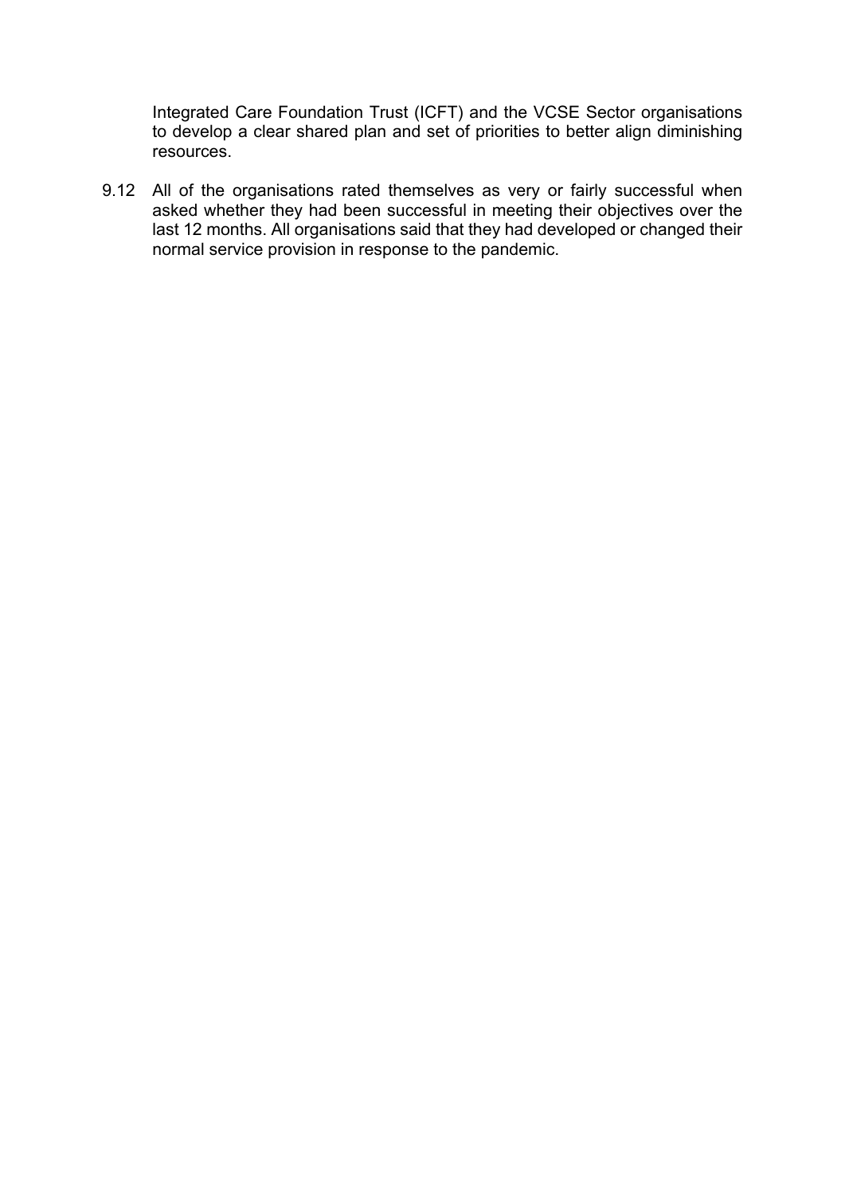Integrated Care Foundation Trust (ICFT) and the VCSE Sector organisations to develop a clear shared plan and set of priorities to better align diminishing resources.

9.12 All of the organisations rated themselves as very or fairly successful when asked whether they had been successful in meeting their objectives over the last 12 months. All organisations said that they had developed or changed their normal service provision in response to the pandemic.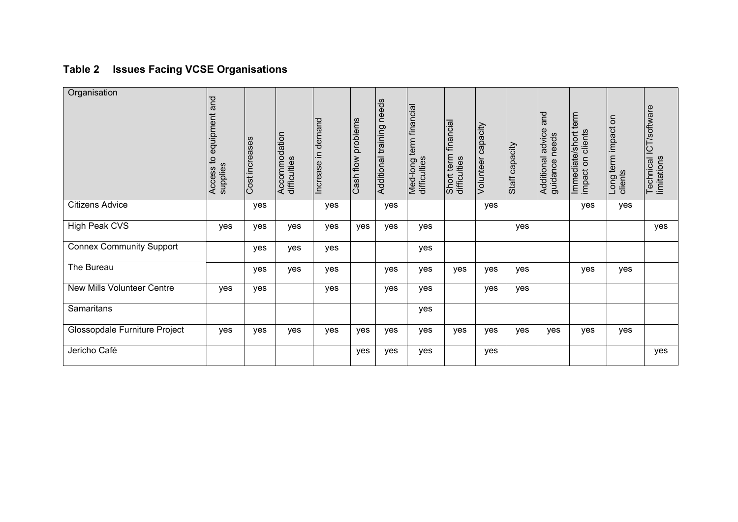## Table 2 Issues Facing VCSE Organisations

| Organisation | Access to equipment and supplies | Cost increases | Accommodation difficulties | Increase in demand | Cash flow problems | Additional training needs | Med-long term financial difficulties | Short term financial difficulties | Volunteer capacity | Staff capacity | Additional advice and guidance needs | Immediate/short term impact on clients | Long term impact on clients | Technical ICT/software limitations |
|---|---|---|---|---|---|---|---|---|---|---|---|---|---|---|
| Citizens Advice | | yes | | yes | | yes | | | yes | | | yes | yes | |
| High Peak CVS | yes | yes | yes | yes | yes | yes | yes | | | yes | | | | yes |
| Connex Community Support | | yes | yes | yes | | | yes | | | | | | | |
| The Bureau | | yes | yes | yes | | yes | yes | yes | yes | yes | | yes | yes | |
| New Mills Volunteer Centre | yes | yes | | yes | | yes | yes | | yes | yes | | | | |
| Samaritans | | | | | | | yes | | | | | | | |
| Glossopdale Furniture Project | yes | yes | yes | yes | yes | yes | yes | yes | yes | yes | yes | yes | yes | |
| Jericho Café | | | | | yes | yes | yes | | yes | | | | | yes |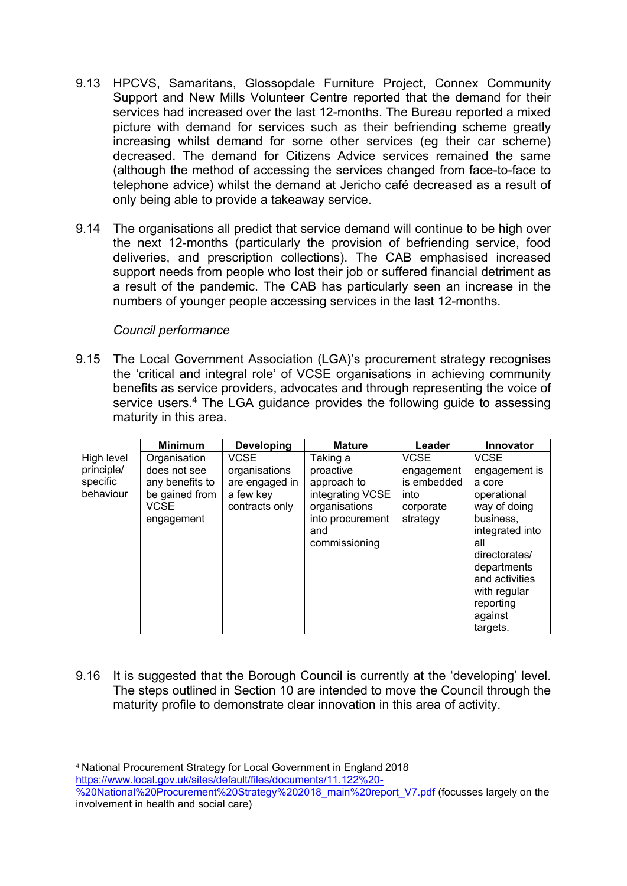9.13 HPCVS, Samaritans, Glossopdale Furniture Project, Connex Community Support and New Mills Volunteer Centre reported that the demand for their services had increased over the last 12-months. The Bureau reported a mixed picture with demand for services such as their befriending scheme greatly increasing whilst demand for some other services (eg their car scheme) decreased. The demand for Citizens Advice services remained the same (although the method of accessing the services changed from face-to-face to telephone advice) whilst the demand at Jericho café decreased as a result of only being able to provide a takeaway service.

9.14 The organisations all predict that service demand will continue to be high over the next 12-months (particularly the provision of befriending service, food deliveries, and prescription collections). The CAB emphasised increased support needs from people who lost their job or suffered financial detriment as a result of the pandemic. The CAB has particularly seen an increase in the numbers of younger people accessing services in the last 12-months.

*Council performance*

9.15 The Local Government Association (LGA)'s procurement strategy recognises the 'critical and integral role' of VCSE organisations in achieving community benefits as service providers, advocates and through representing the voice of service users.[4] The LGA guidance provides the following guide to assessing maturity in this area.

| | Minimum | Developing | Mature | Leader | Innovator |
|---|---|---|---|---|---|
| High level principle/ specific behaviour | Organisation does not see any benefits to be gained from VCSE engagement | VCSE organisations are engaged in a few key contracts only | Taking a proactive approach to integrating VCSE organisations into procurement and commissioning | VCSE engagement is embedded into corporate strategy | VCSE engagement is a core operational way of doing business, integrated into all directorates/ departments and activities with regular reporting against targets. |

9.16 It is suggested that the Borough Council is currently at the 'developing' level. The steps outlined in Section 10 are intended to move the Council through the maturity profile to demonstrate clear innovation in this area of activity.

---

[4] National Procurement Strategy for Local Government in England 2018 https://www.local.gov.uk/sites/default/files/documents/11.122%20-%20National%20Procurement%20Strategy%202018_main%20report_V7.pdf (focusses largely on the involvement in health and social care)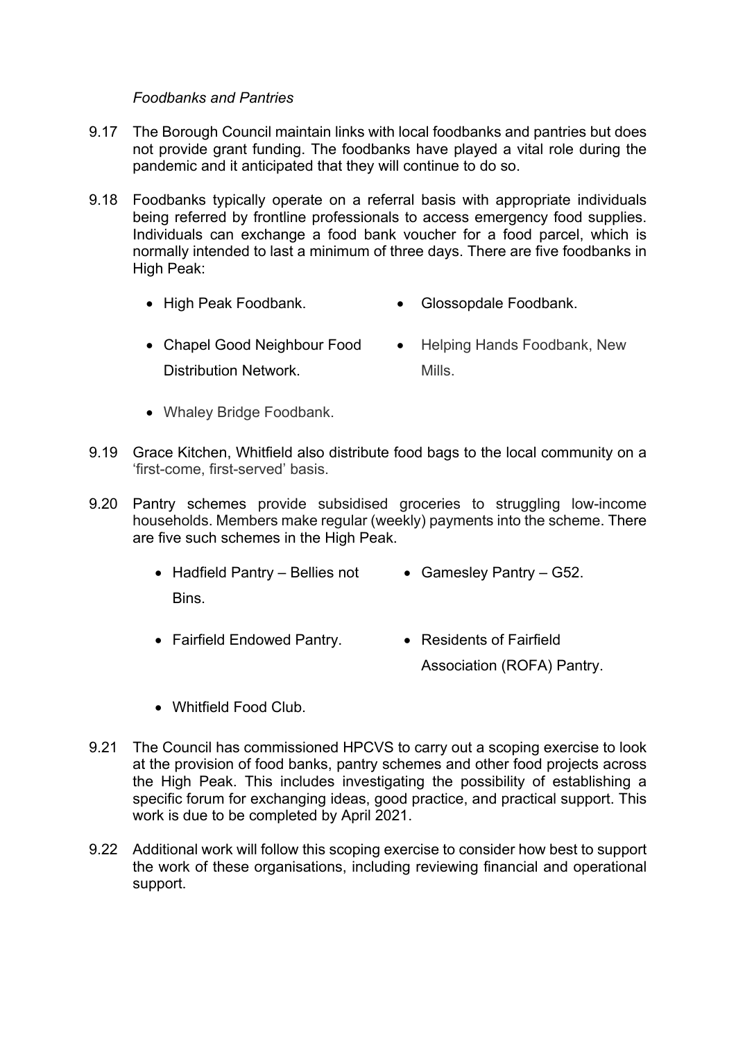*Foodbanks and Pantries*

9.17 The Borough Council maintain links with local foodbanks and pantries but does not provide grant funding. The foodbanks have played a vital role during the pandemic and it anticipated that they will continue to do so.

9.18 Foodbanks typically operate on a referral basis with appropriate individuals being referred by frontline professionals to access emergency food supplies. Individuals can exchange a food bank voucher for a food parcel, which is normally intended to last a minimum of three days. There are five foodbanks in High Peak:

- High Peak Foodbank.
- Glossopdale Foodbank.
- Chapel Good Neighbour Food Distribution Network.
- Helping Hands Foodbank, New Mills.
- Whaley Bridge Foodbank.

9.19 Grace Kitchen, Whitfield also distribute food bags to the local community on a 'first-come, first-served' basis.

9.20 Pantry schemes provide subsidised groceries to struggling low-income households. Members make regular (weekly) payments into the scheme. There are five such schemes in the High Peak.

- Hadfield Pantry – Bellies not Bins.
- Gamesley Pantry – G52.
- Fairfield Endowed Pantry.
- Residents of Fairfield Association (ROFA) Pantry.
- Whitfield Food Club.

9.21 The Council has commissioned HPCVS to carry out a scoping exercise to look at the provision of food banks, pantry schemes and other food projects across the High Peak. This includes investigating the possibility of establishing a specific forum for exchanging ideas, good practice, and practical support. This work is due to be completed by April 2021.

9.22 Additional work will follow this scoping exercise to consider how best to support the work of these organisations, including reviewing financial and operational support.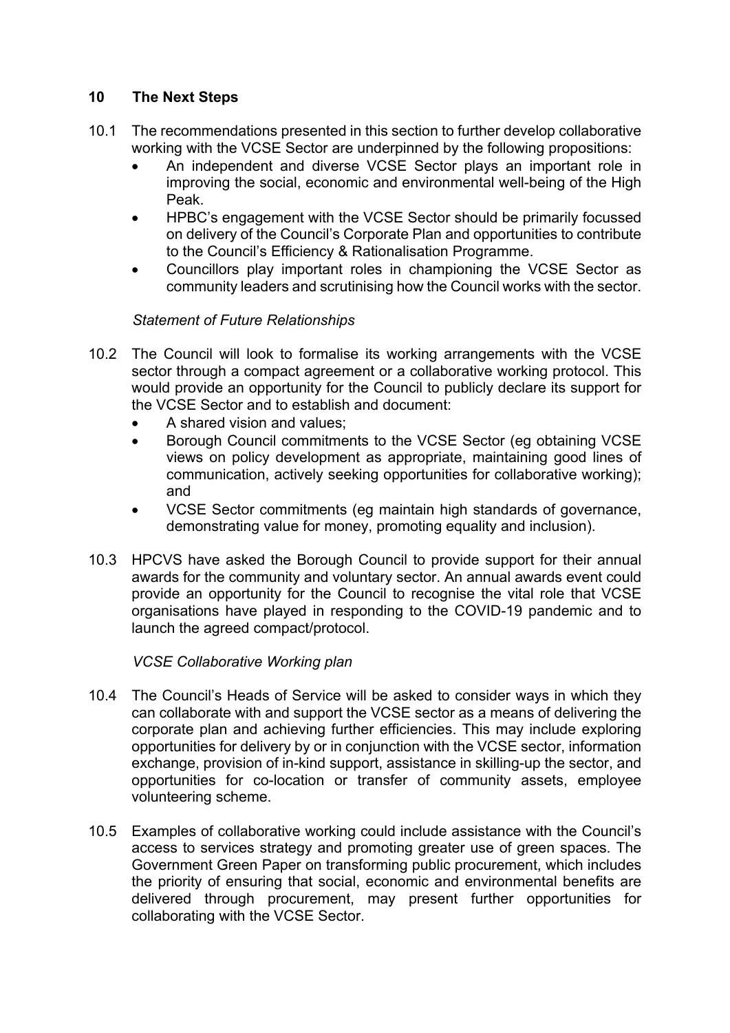## 10 The Next Steps

10.1 The recommendations presented in this section to further develop collaborative working with the VCSE Sector are underpinned by the following propositions:

- An independent and diverse VCSE Sector plays an important role in improving the social, economic and environmental well-being of the High Peak.
- HPBC's engagement with the VCSE Sector should be primarily focussed on delivery of the Council's Corporate Plan and opportunities to contribute to the Council's Efficiency & Rationalisation Programme.
- Councillors play important roles in championing the VCSE Sector as community leaders and scrutinising how the Council works with the sector.

*Statement of Future Relationships*

10.2 The Council will look to formalise its working arrangements with the VCSE sector through a compact agreement or a collaborative working protocol. This would provide an opportunity for the Council to publicly declare its support for the VCSE Sector and to establish and document:

- A shared vision and values;
- Borough Council commitments to the VCSE Sector (eg obtaining VCSE views on policy development as appropriate, maintaining good lines of communication, actively seeking opportunities for collaborative working); and
- VCSE Sector commitments (eg maintain high standards of governance, demonstrating value for money, promoting equality and inclusion).

10.3 HPCVS have asked the Borough Council to provide support for their annual awards for the community and voluntary sector. An annual awards event could provide an opportunity for the Council to recognise the vital role that VCSE organisations have played in responding to the COVID-19 pandemic and to launch the agreed compact/protocol.

*VCSE Collaborative Working plan*

10.4 The Council's Heads of Service will be asked to consider ways in which they can collaborate with and support the VCSE sector as a means of delivering the corporate plan and achieving further efficiencies. This may include exploring opportunities for delivery by or in conjunction with the VCSE sector, information exchange, provision of in-kind support, assistance in skilling-up the sector, and opportunities for co-location or transfer of community assets, employee volunteering scheme.

10.5 Examples of collaborative working could include assistance with the Council's access to services strategy and promoting greater use of green spaces. The Government Green Paper on transforming public procurement, which includes the priority of ensuring that social, economic and environmental benefits are delivered through procurement, may present further opportunities for collaborating with the VCSE Sector.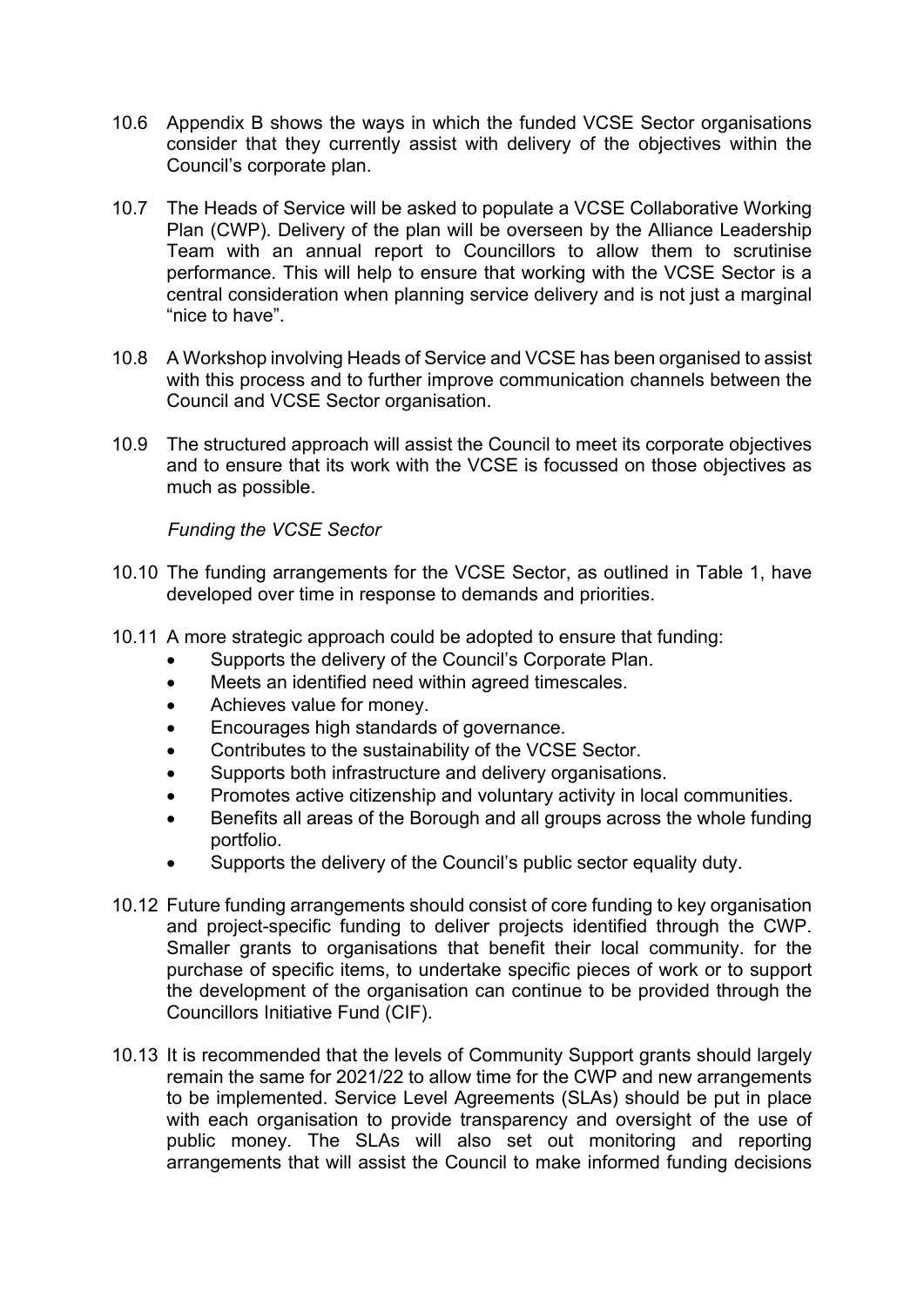10.6 Appendix B shows the ways in which the funded VCSE Sector organisations consider that they currently assist with delivery of the objectives within the Council's corporate plan.

10.7 The Heads of Service will be asked to populate a VCSE Collaborative Working Plan (CWP). Delivery of the plan will be overseen by the Alliance Leadership Team with an annual report to Councillors to allow them to scrutinise performance. This will help to ensure that working with the VCSE Sector is a central consideration when planning service delivery and is not just a marginal "nice to have".

10.8 A Workshop involving Heads of Service and VCSE has been organised to assist with this process and to further improve communication channels between the Council and VCSE Sector organisation.

10.9 The structured approach will assist the Council to meet its corporate objectives and to ensure that its work with the VCSE is focussed on those objectives as much as possible.

*Funding the VCSE Sector*

10.10 The funding arrangements for the VCSE Sector, as outlined in Table 1, have developed over time in response to demands and priorities.

10.11 A more strategic approach could be adopted to ensure that funding:

- Supports the delivery of the Council's Corporate Plan.
- Meets an identified need within agreed timescales.
- Achieves value for money.
- Encourages high standards of governance.
- Contributes to the sustainability of the VCSE Sector.
- Supports both infrastructure and delivery organisations.
- Promotes active citizenship and voluntary activity in local communities.
- Benefits all areas of the Borough and all groups across the whole funding portfolio.
- Supports the delivery of the Council's public sector equality duty.

10.12 Future funding arrangements should consist of core funding to key organisation and project-specific funding to deliver projects identified through the CWP. Smaller grants to organisations that benefit their local community. for the purchase of specific items, to undertake specific pieces of work or to support the development of the organisation can continue to be provided through the Councillors Initiative Fund (CIF).

10.13 It is recommended that the levels of Community Support grants should largely remain the same for 2021/22 to allow time for the CWP and new arrangements to be implemented. Service Level Agreements (SLAs) should be put in place with each organisation to provide transparency and oversight of the use of public money. The SLAs will also set out monitoring and reporting arrangements that will assist the Council to make informed funding decisions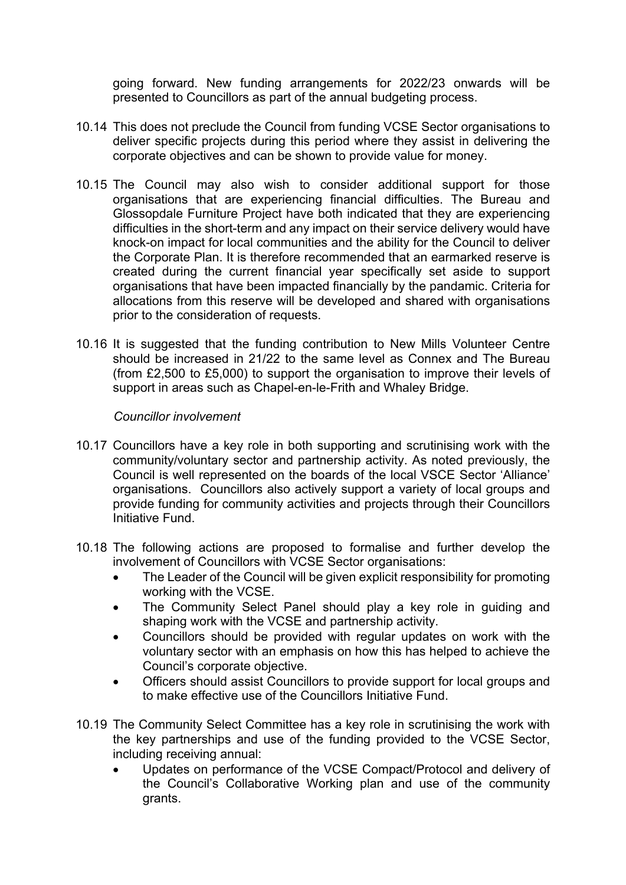going forward. New funding arrangements for 2022/23 onwards will be presented to Councillors as part of the annual budgeting process.

10.14 This does not preclude the Council from funding VCSE Sector organisations to deliver specific projects during this period where they assist in delivering the corporate objectives and can be shown to provide value for money.

10.15 The Council may also wish to consider additional support for those organisations that are experiencing financial difficulties. The Bureau and Glossopdale Furniture Project have both indicated that they are experiencing difficulties in the short-term and any impact on their service delivery would have knock-on impact for local communities and the ability for the Council to deliver the Corporate Plan. It is therefore recommended that an earmarked reserve is created during the current financial year specifically set aside to support organisations that have been impacted financially by the pandamic. Criteria for allocations from this reserve will be developed and shared with organisations prior to the consideration of requests.

10.16 It is suggested that the funding contribution to New Mills Volunteer Centre should be increased in 21/22 to the same level as Connex and The Bureau (from £2,500 to £5,000) to support the organisation to improve their levels of support in areas such as Chapel-en-le-Frith and Whaley Bridge.

*Councillor involvement*

10.17 Councillors have a key role in both supporting and scrutinising work with the community/voluntary sector and partnership activity. As noted previously, the Council is well represented on the boards of the local VSCE Sector 'Alliance' organisations. Councillors also actively support a variety of local groups and provide funding for community activities and projects through their Councillors Initiative Fund.

10.18 The following actions are proposed to formalise and further develop the involvement of Councillors with VCSE Sector organisations:

- The Leader of the Council will be given explicit responsibility for promoting working with the VCSE.
- The Community Select Panel should play a key role in guiding and shaping work with the VCSE and partnership activity.
- Councillors should be provided with regular updates on work with the voluntary sector with an emphasis on how this has helped to achieve the Council's corporate objective.
- Officers should assist Councillors to provide support for local groups and to make effective use of the Councillors Initiative Fund.

10.19 The Community Select Committee has a key role in scrutinising the work with the key partnerships and use of the funding provided to the VCSE Sector, including receiving annual:

- Updates on performance of the VCSE Compact/Protocol and delivery of the Council's Collaborative Working plan and use of the community grants.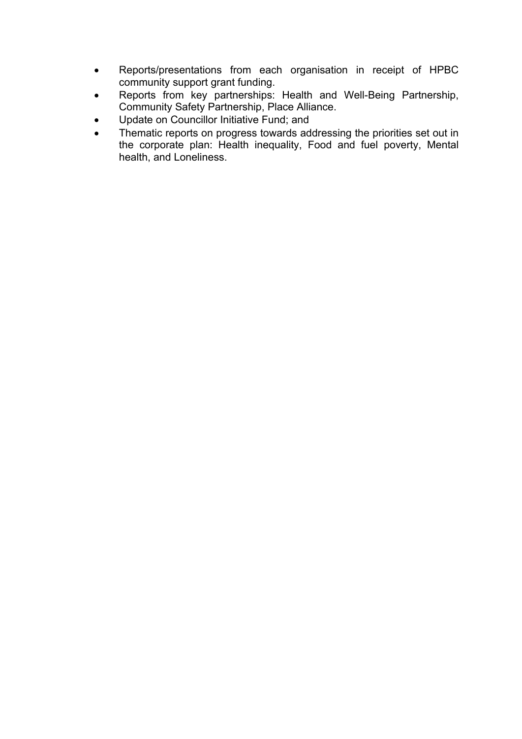- Reports/presentations from each organisation in receipt of HPBC community support grant funding.
- Reports from key partnerships: Health and Well-Being Partnership, Community Safety Partnership, Place Alliance.
- Update on Councillor Initiative Fund; and
- Thematic reports on progress towards addressing the priorities set out in the corporate plan: Health inequality, Food and fuel poverty, Mental health, and Loneliness.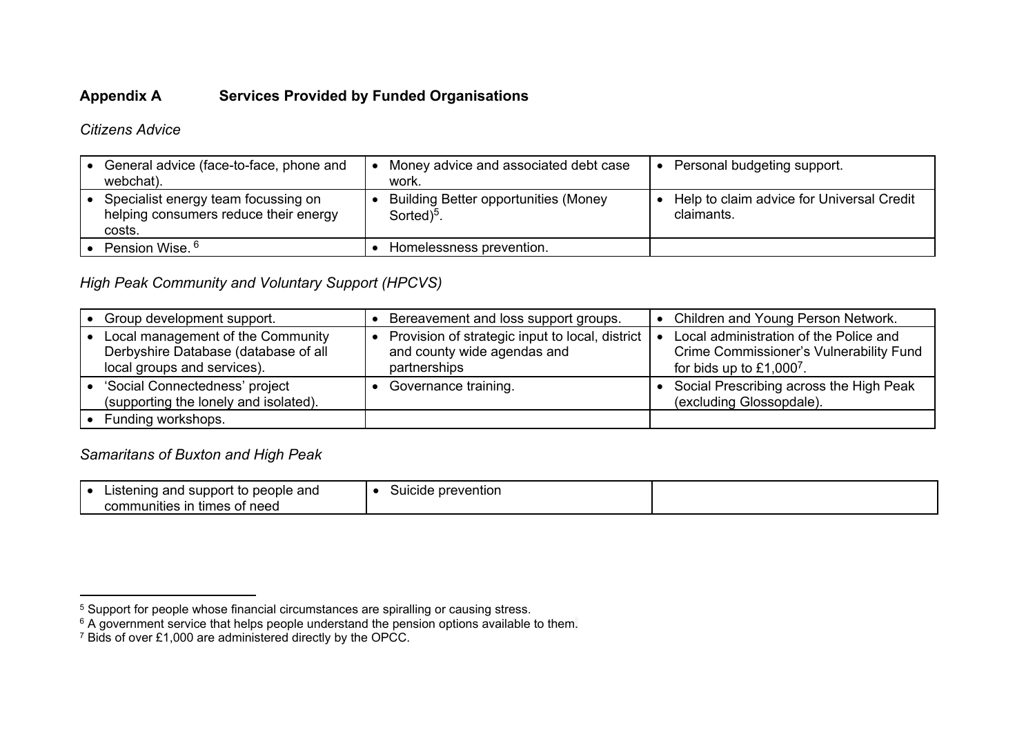## Appendix A Services Provided by Funded Organisations

*Citizens Advice*

| | | |
|---|---|---|
| • General advice (face-to-face, phone and webchat). | • Money advice and associated debt case work. | • Personal budgeting support. |
| • Specialist energy team focussing on helping consumers reduce their energy costs. | • Building Better opportunities (Money Sorted)[5]. | • Help to claim advice for Universal Credit claimants. |
| • Pension Wise. [6] | • Homelessness prevention. | |

*High Peak Community and Voluntary Support (HPCVS)*

| | | |
|---|---|---|
| • Group development support. | • Bereavement and loss support groups. | • Children and Young Person Network. |
| • Local management of the Community Derbyshire Database (database of all local groups and services). | • Provision of strategic input to local, district and county wide agendas and partnerships | • Local administration of the Police and Crime Commissioner's Vulnerability Fund for bids up to £1,000[7]. |
| • 'Social Connectedness' project (supporting the lonely and isolated). | • Governance training. | • Social Prescribing across the High Peak (excluding Glossopdale). |
| • Funding workshops. | | |

*Samaritans of Buxton and High Peak*

| | | |
|---|---|---|
| • Listening and support to people and communities in times of need | • Suicide prevention | |

---

[5] Support for people whose financial circumstances are spiralling or causing stress.

[6] A government service that helps people understand the pension options available to them.

[7] Bids of over £1,000 are administered directly by the OPCC.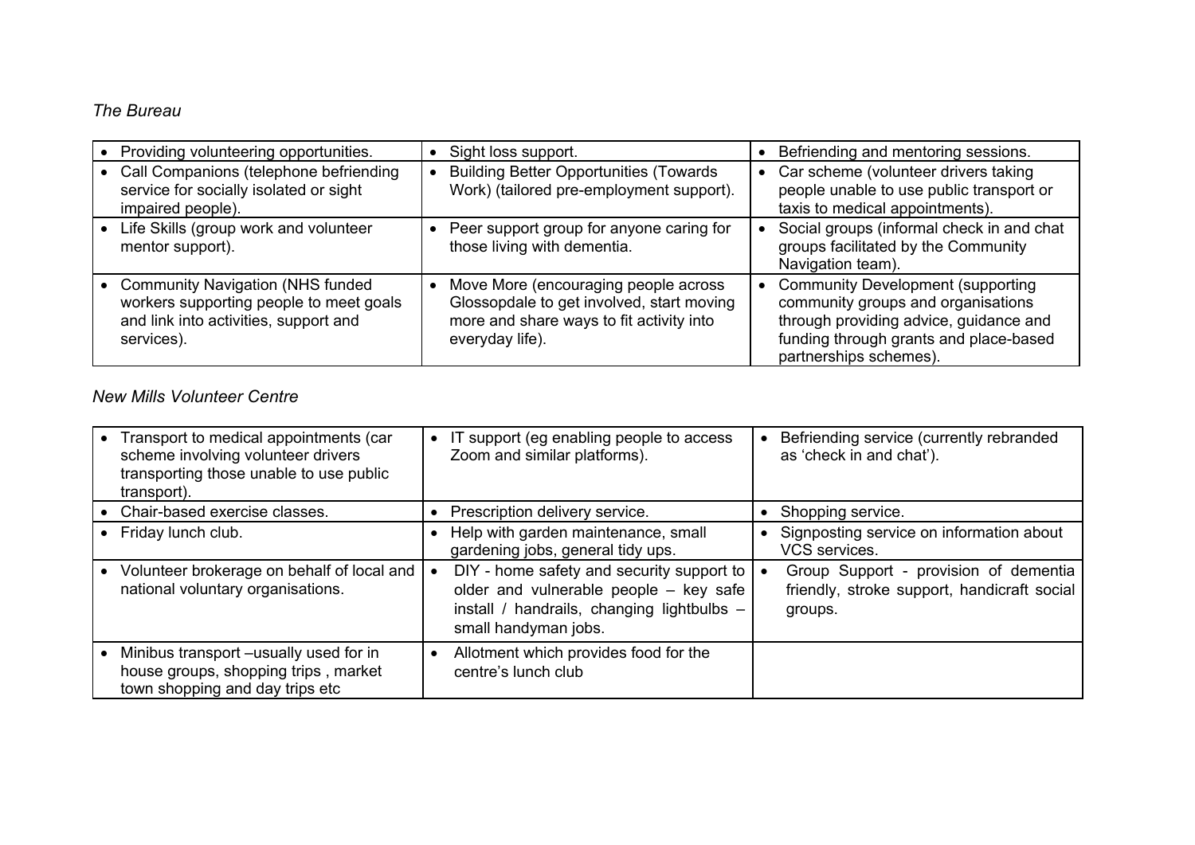*The Bureau*

| | | |
|---|---|---|
| • Providing volunteering opportunities. | • Sight loss support. | • Befriending and mentoring sessions. |
| • Call Companions (telephone befriending service for socially isolated or sight impaired people). | • Building Better Opportunities (Towards Work) (tailored pre-employment support). | • Car scheme (volunteer drivers taking people unable to use public transport or taxis to medical appointments). |
| • Life Skills (group work and volunteer mentor support). | • Peer support group for anyone caring for those living with dementia. | • Social groups (informal check in and chat groups facilitated by the Community Navigation team). |
| • Community Navigation (NHS funded workers supporting people to meet goals and link into activities, support and services). | • Move More (encouraging people across Glossopdale to get involved, start moving more and share ways to fit activity into everyday life). | • Community Development (supporting community groups and organisations through providing advice, guidance and funding through grants and place-based partnerships schemes). |

*New Mills Volunteer Centre*

| | | |
|---|---|---|
| • Transport to medical appointments (car scheme involving volunteer drivers transporting those unable to use public transport). | • IT support (eg enabling people to access Zoom and similar platforms). | • Befriending service (currently rebranded as 'check in and chat'). |
| • Chair-based exercise classes. | • Prescription delivery service. | • Shopping service. |
| • Friday lunch club. | • Help with garden maintenance, small gardening jobs, general tidy ups. | • Signposting service on information about VCS services. |
| • Volunteer brokerage on behalf of local and national voluntary organisations. | • DIY - home safety and security support to older and vulnerable people – key safe install / handrails, changing lightbulbs – small handyman jobs. | • Group Support - provision of dementia friendly, stroke support, handicraft social groups. |
| • Minibus transport –usually used for in house groups, shopping trips , market town shopping and day trips etc | • Allotment which provides food for the centre's lunch club | |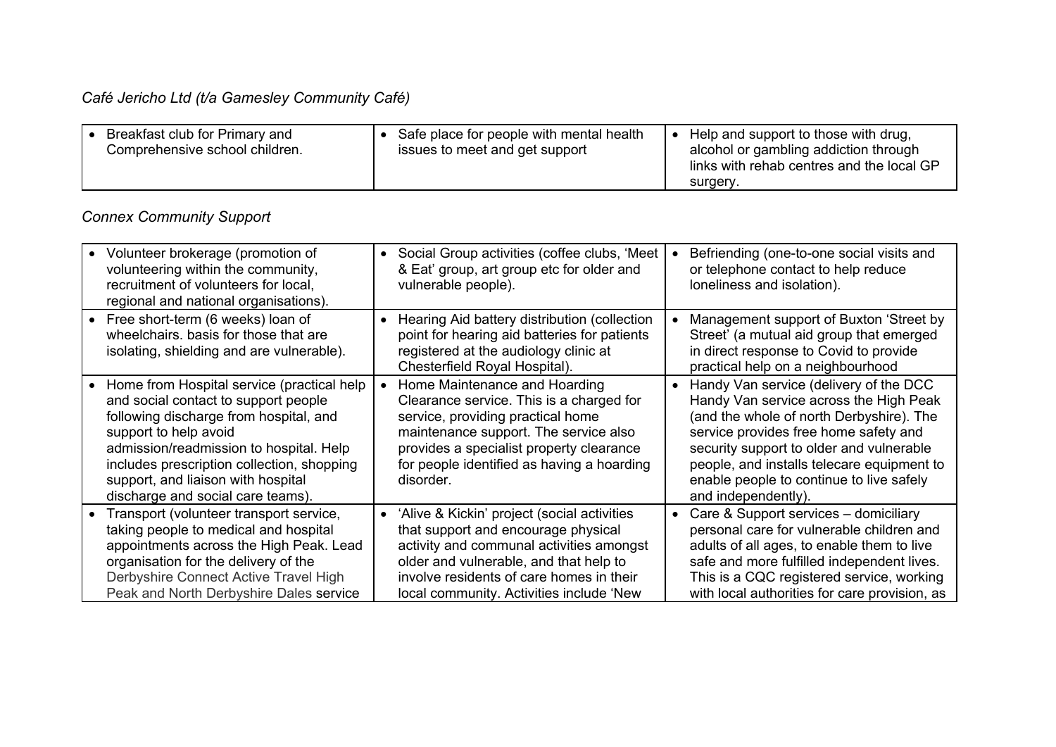*Café Jericho Ltd (t/a Gamesley Community Café)*

| | | |
|---|---|---|
| • Breakfast club for Primary and Comprehensive school children. | • Safe place for people with mental health issues to meet and get support | • Help and support to those with drug, alcohol or gambling addiction through links with rehab centres and the local GP surgery. |

*Connex Community Support*

| | | |
|---|---|---|
| • Volunteer brokerage (promotion of volunteering within the community, recruitment of volunteers for local, regional and national organisations). | • Social Group activities (coffee clubs, 'Meet & Eat' group, art group etc for older and vulnerable people). | • Befriending (one-to-one social visits and or telephone contact to help reduce loneliness and isolation). |
| • Free short-term (6 weeks) loan of wheelchairs. basis for those that are isolating, shielding and are vulnerable). | • Hearing Aid battery distribution (collection point for hearing aid batteries for patients registered at the audiology clinic at Chesterfield Royal Hospital). | • Management support of Buxton 'Street by Street' (a mutual aid group that emerged in direct response to Covid to provide practical help on a neighbourhood |
| • Home from Hospital service (practical help and social contact to support people following discharge from hospital, and support to help avoid admission/readmission to hospital. Help includes prescription collection, shopping support, and liaison with hospital discharge and social care teams). | • Home Maintenance and Hoarding Clearance service. This is a charged for service, providing practical home maintenance support. The service also provides a specialist property clearance for people identified as having a hoarding disorder. | • Handy Van service (delivery of the DCC Handy Van service across the High Peak (and the whole of north Derbyshire). The service provides free home safety and security support to older and vulnerable people, and installs telecare equipment to enable people to continue to live safely and independently). |
| • Transport (volunteer transport service, taking people to medical and hospital appointments across the High Peak. Lead organisation for the delivery of the Derbyshire Connect Active Travel High Peak and North Derbyshire Dales service | • 'Alive & Kickin' project (social activities that support and encourage physical activity and communal activities amongst older and vulnerable, and that help to involve residents of care homes in their local community. Activities include 'New | • Care & Support services – domiciliary personal care for vulnerable children and adults of all ages, to enable them to live safe and more fulfilled independent lives. This is a CQC registered service, working with local authorities for care provision, as |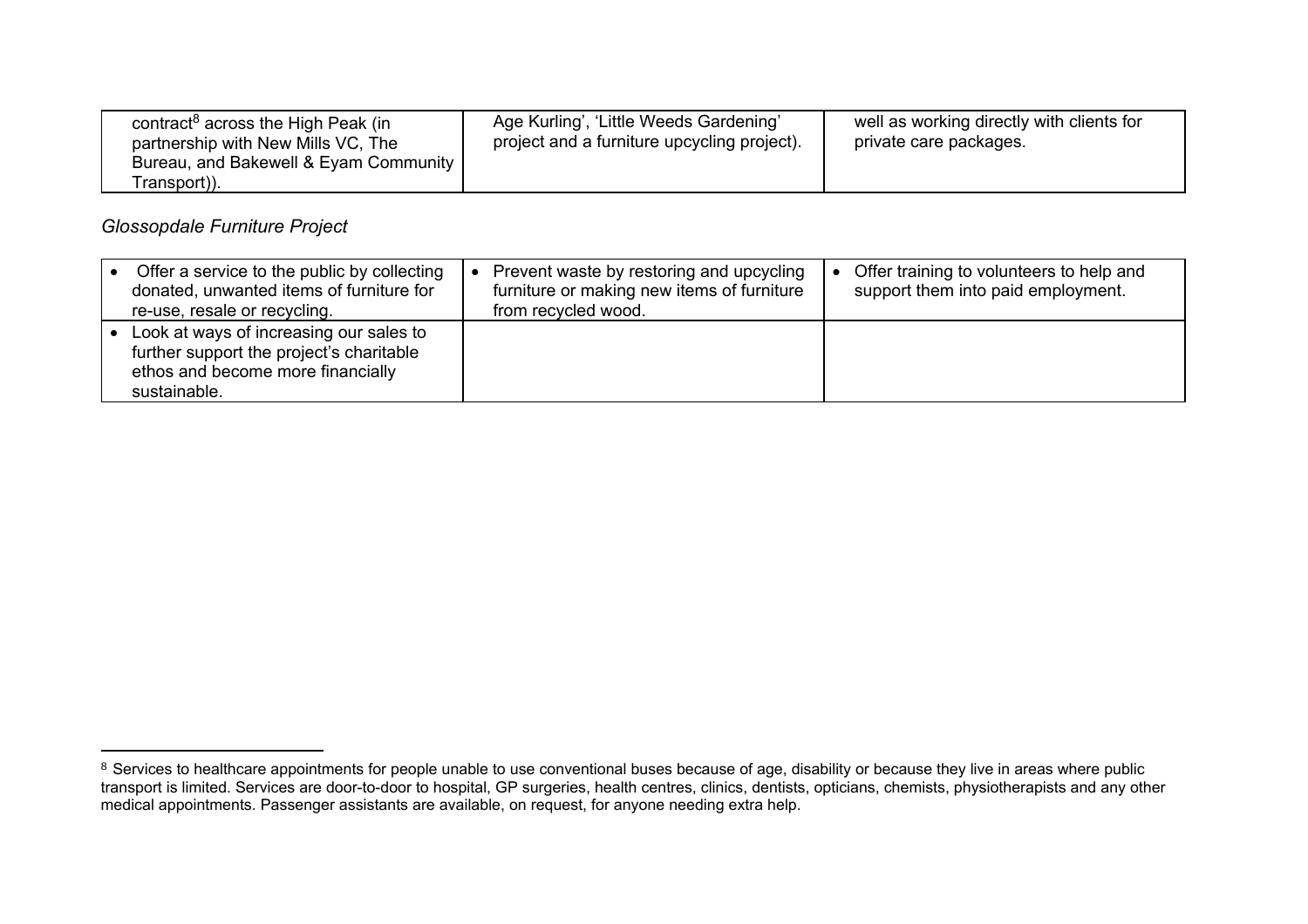| contract[8] across the High Peak (in partnership with New Mills VC, The Bureau, and Bakewell & Eyam Community Transport)). | Age Kurling', 'Little Weeds Gardening' project and a furniture upcycling project). | well as working directly with clients for private care packages. |
|---|---|---|

*Glossopdale Furniture Project*

| • Offer a service to the public by collecting donated, unwanted items of furniture for re-use, resale or recycling. | • Prevent waste by restoring and upcycling furniture or making new items of furniture from recycled wood. | • Offer training to volunteers to help and support them into paid employment. |
|---|---|---|
| • Look at ways of increasing our sales to further support the project's charitable ethos and become more financially sustainable. | | |

[8] Services to healthcare appointments for people unable to use conventional buses because of age, disability or because they live in areas where public transport is limited. Services are door-to-door to hospital, GP surgeries, health centres, clinics, dentists, opticians, chemists, physiotherapists and any other medical appointments. Passenger assistants are available, on request, for anyone needing extra help.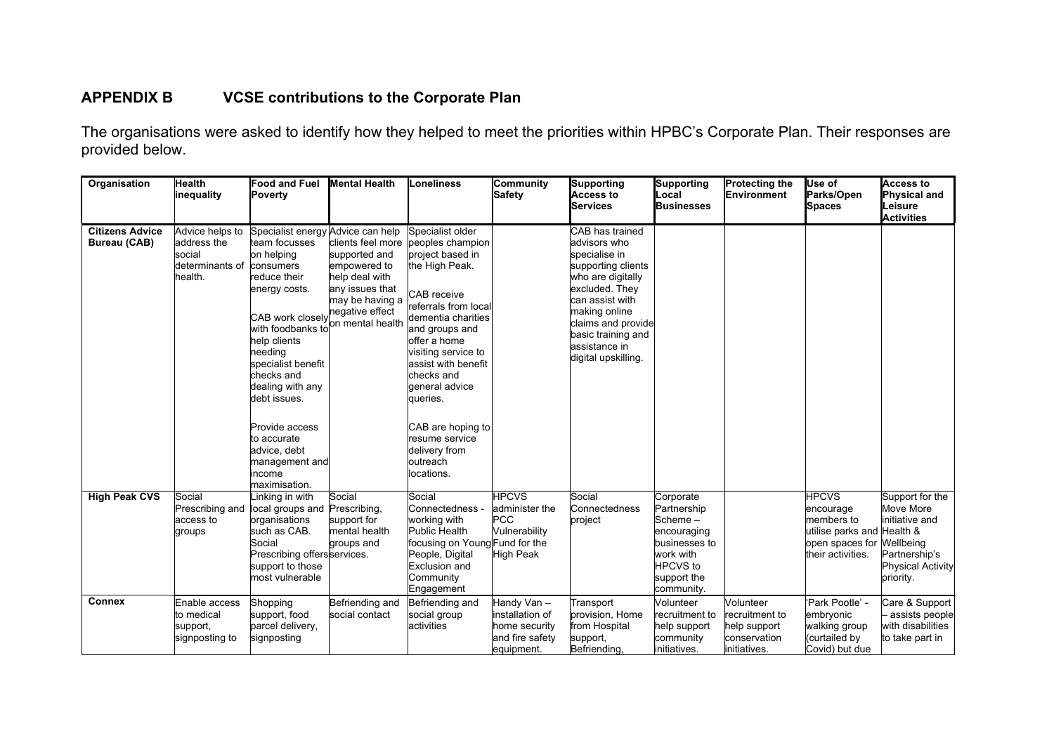## APPENDIX B VCSE contributions to the Corporate Plan

The organisations were asked to identify how they helped to meet the priorities within HPBC's Corporate Plan. Their responses are provided below.

| Organisation | Health inequality | Food and Fuel Poverty | Mental Health | Loneliness | Community Safety | Supporting Access to Services | Supporting Local Businesses | Protecting the Environment | Use of Parks/Open Spaces | Access to Physical and Leisure Activities |
|---|---|---|---|---|---|---|---|---|---|---|
| **Citizens Advice Bureau (CAB)** | Advice helps to address the social determinants of health. | Specialist energy team focusses on helping consumers reduce their energy costs.<br><br>CAB work closely with foodbanks to help clients needing specialist benefit checks and dealing with any debt issues.<br><br>Provide access to accurate advice, debt management and income maximisation. | Advice can help clients feel more supported and empowered to help deal with any issues that may be having a negative effect on mental health | Specialist older peoples champion project based in the High Peak.<br><br>CAB receive referrals from local dementia charities and groups and offer a home visiting service to assist with benefit checks and general advice queries.<br><br>CAB are hoping to resume service delivery from outreach locations. | | CAB has trained advisors who specialise in supporting clients who are digitally excluded. They can assist with making online claims and provide basic training and assistance in digital upskilling. | | | | |
| **High Peak CVS** | Social Prescribing and access to groups | Linking in with local groups and organisations such as CAB. Social Prescribing offers support to those most vulnerable | Social Prescribing, support for mental health groups and services. | Social Connectedness - working with Public Health focusing on Young People, Digital Exclusion and Community Engagement | HPCVS administer the PCC Vulnerability Fund for the High Peak | Social Connectedness project | Corporate Partnership Scheme – encouraging businesses to work with HPCVS to support the community. | | HPCVS encourage members to utilise parks and open spaces for their activities. | Support for the Move More initiative and Health & Wellbeing Partnership's Physical Activity priority. |
| **Connex** | Enable access to medical support, signposting to | Shopping support, food parcel delivery, signposting | Befriending and social contact | Befriending and social group activities | Handy Van – installation of home security and fire safety equipment. | Transport provision, Home from Hospital support, Befriending, | Volunteer recruitment to help support community initiatives. | Volunteer recruitment to help support conservation initiatives. | 'Park Pootle' - embryonic walking group (curtailed by Covid) but due | Care & Support – assists people with disabilities to take part in |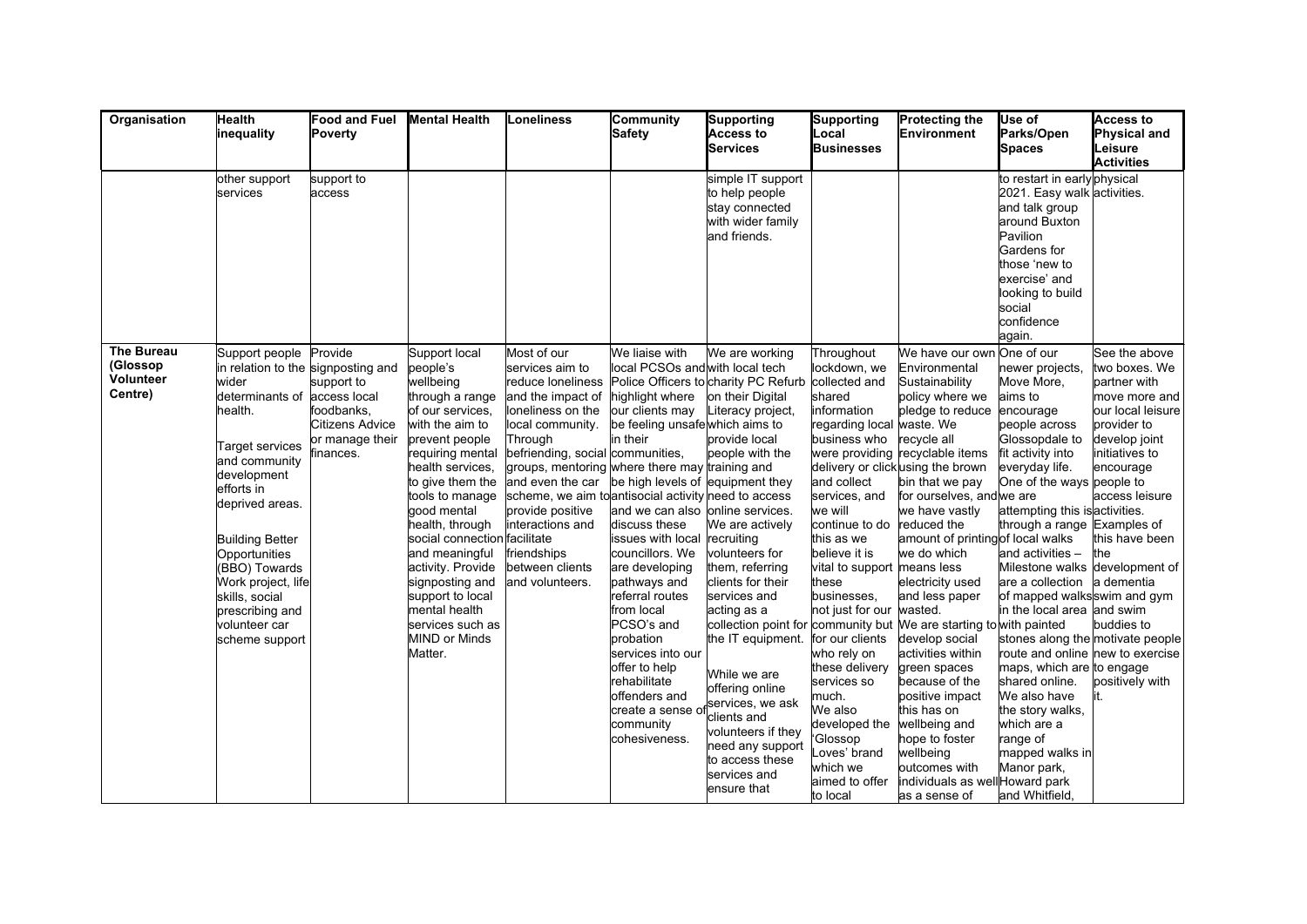| Organisation | Health inequality | Food and Fuel Poverty | Mental Health | Loneliness | Community Safety | Supporting Access to Services | Supporting Local Businesses | Protecting the Environment | Use of Parks/Open Spaces | Access to Physical and Leisure Activities |
|---|---|---|---|---|---|---|---|---|---|---|
| | other support services | support to access | | | | simple IT support to help people stay connected with wider family and friends. | | | to restart in early 2021. Easy walk and talk group around Buxton Pavilion Gardens for those 'new to exercise' and looking to build social confidence again. | physical activities. |
| **The Bureau (Glossop Volunteer Centre)** | Support people in relation to the wider determinants of health.<br><br>Target services and community development efforts in deprived areas.<br><br>Building Better Opportunities (BBO) Towards Work project, life skills, social prescribing and volunteer car scheme support | Provide signposting and support to access local foodbanks, Citizens Advice or manage their finances. | Support local people's wellbeing through a range of our services, with the aim to prevent people requiring mental health services, to give them the tools to manage good mental health, through social connection and meaningful activity. Provide signposting and support to local mental health services such as MIND or Minds Matter. | Most of our services aim to reduce loneliness and the impact of loneliness on the local community. Through befriending, social groups, mentoring and even the car scheme, we aim to provide positive interactions and facilitate friendships between clients and volunteers. | We liaise with local PCSOs and Police Officers to highlight where our clients may be feeling unsafe in their communities, where there may be high levels of antisocial activity and we can also discuss these issues with local councillors. We are developing pathways and referral routes from local PCSO's and probation services into our offer to help rehabilitate offenders and create a sense of community cohesiveness. | We are working with local tech charity PC Refurb on their Digital Literacy project, which aims to provide local people with the training and equipment they need to access online services. We are actively recruiting volunteers for them, referring clients for their services and acting as a collection point for the IT equipment.<br><br>While we are offering online services, we ask clients and volunteers if they need any support to access these services and ensure that | Throughout lockdown, we collected and shared information regarding local business who were providing delivery or click and collect services, and we will continue to do this as we believe it is vital to support these businesses, not just for our community but for our clients who rely on these delivery services so much.<br>We also developed the 'Glossop Loves' brand which we aimed to offer to local | We have our own Environmental and Sustainability policy where we pledge to reduce waste. We recycle all recyclable items using the brown bin that we pay for ourselves, and we have vastly reduced the amount of printing we do which means less electricity used and less paper wasted.<br>We are starting to develop social activities within green spaces because of the positive impact this has on wellbeing and hope to foster wellbeing outcomes with individuals as well as a sense of | One of our newer projects, Move More, aims to encourage people across Glossopdale to fit activity into everyday life. One of the ways we are attempting this is through a range of local walks and activities – Milestone walks are a collection of mapped walks in the local area with painted stones along the route and online maps, which are shared online. We also have the story walks, which are a range of mapped walks in Manor park, Howard park and Whitfield, | See the above two boxes. We partner with move more and our local leisure provider to develop joint initiatives to encourage people to access leisure activities. Examples of this have been the development of a dementia swim and gym and swim buddies to motivate people new to exercise to engage positively with it. |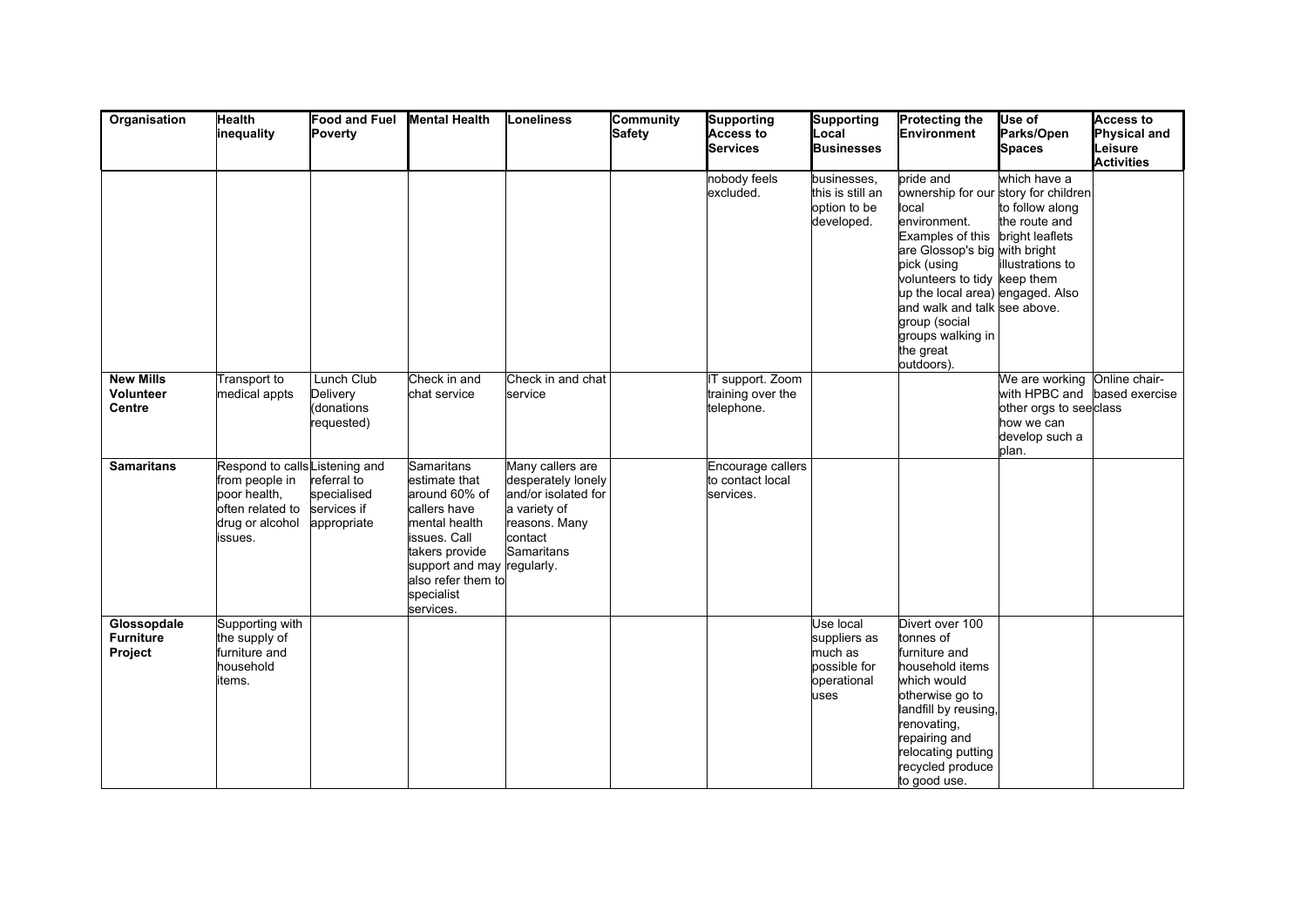| Organisation | Health inequality | Food and Fuel Poverty | Mental Health | Loneliness | Community Safety | Supporting Access to Services | Supporting Local Businesses | Protecting the Environment | Use of Parks/Open Spaces | Access to Physical and Leisure Activities |
|---|---|---|---|---|---|---|---|---|---|---|
| | | | | | | nobody feels excluded. | businesses, this is still an option to be developed. | pride and ownership for our local environment. Examples of this are Glossop's big pick (using volunteers to tidy up the local area) and walk and talk group (social groups walking in the great outdoors). | which have a story for children to follow along the route and bright leaflets with bright illustrations to keep them engaged. Also see above. | |
| **New Mills Volunteer Centre** | Transport to medical appts | Lunch Club Delivery (donations requested) | Check in and chat service | Check in and chat service | | IT support. Zoom training over the telephone. | | | We are working with HPBC and other orgs to see how we can develop such a plan. | Online chair-based exercise class |
| **Samaritans** | Respond to calls from people in poor health, often related to drug or alcohol issues. | Listening and referral to specialised services if appropriate | Samaritans estimate that around 60% of callers have mental health issues. Call takers provide support and may also refer them to specialist services. | Many callers are desperately lonely and/or isolated for a variety of reasons. Many contact Samaritans regularly. | | Encourage callers to contact local services. | | | | |
| **Glossopdale Furniture Project** | Supporting with the supply of furniture and household items. | | | | | | Use local suppliers as much as possible for operational uses | Divert over 100 tonnes of furniture and household items which would otherwise go to landfill by reusing, renovating, repairing and relocating putting recycled produce to good use. | | |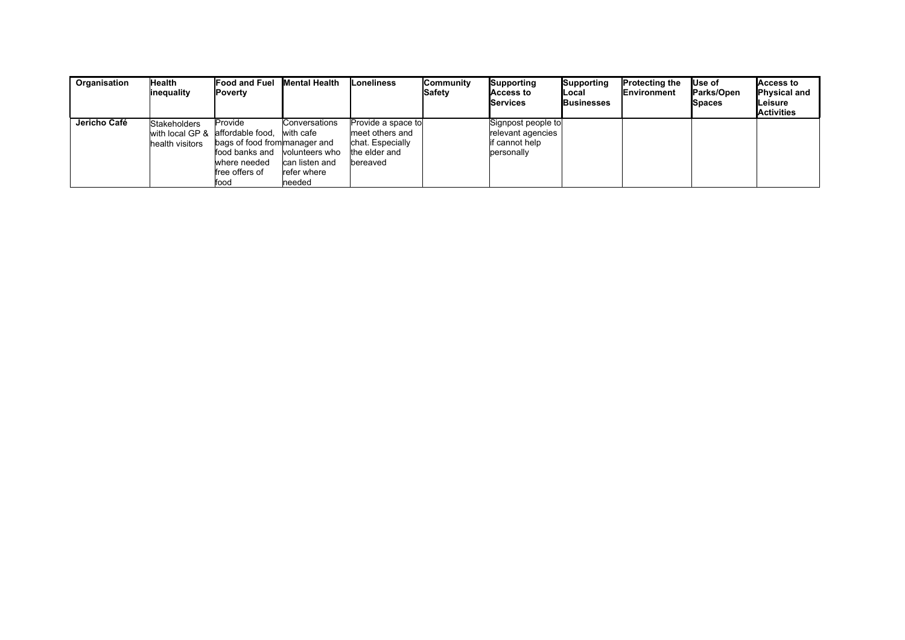| Organisation | Health inequality | Food and Fuel Poverty | Mental Health | Loneliness | Community Safety | Supporting Access to Services | Supporting Local Businesses | Protecting the Environment | Use of Parks/Open Spaces | Access to Physical and Leisure Activities |
|---|---|---|---|---|---|---|---|---|---|---|
| **Jericho Café** | Stakeholders with local GP & health visitors | Provide affordable food, bags of food from food banks and where needed free offers of food | Conversations with cafe manager and volunteers who can listen and refer where needed | Provide a space to meet others and chat. Especially the elder and bereaved | | Signpost people to relevant agencies if cannot help personally | | | | |